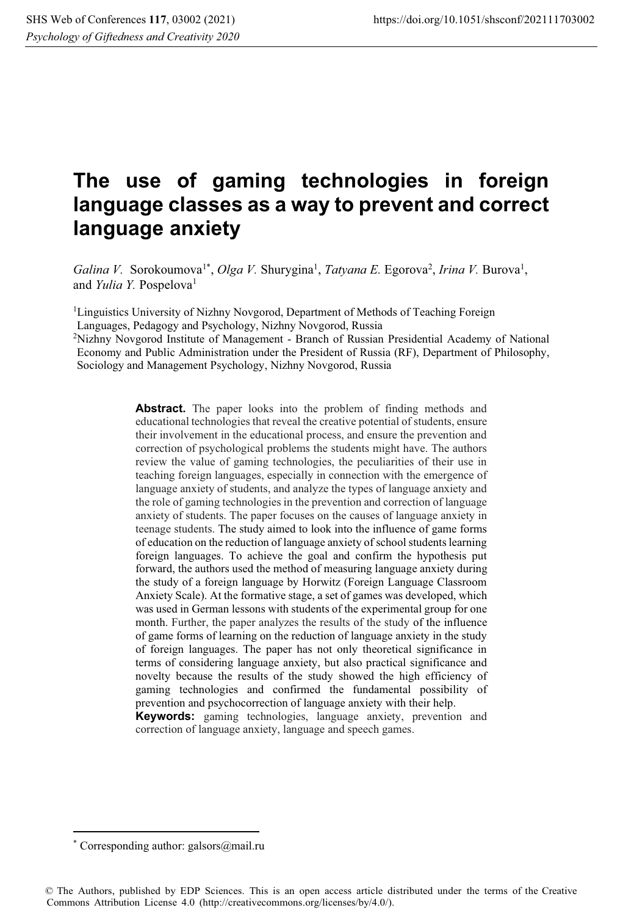# The use of gaming technologies in foreign language classes as a way to prevent and correct language anxiety

*Galina V.* Sorokoumova[1*], *Olga V.* Shurygina[1], *Tatyana E.* Egorova[2], *Irina V.* Burova[1], and *Yulia Y.* Pospelova[1]

[1]Linguistics University of Nizhny Novgorod, Department of Methods of Teaching Foreign Languages, Pedagogy and Psychology, Nizhny Novgorod, Russia

[2]Nizhny Novgorod Institute of Management - Branch of Russian Presidential Academy of National Economy and Public Administration under the President of Russia (RF), Department of Philosophy, Sociology and Management Psychology, Nizhny Novgorod, Russia

**Abstract.** The paper looks into the problem of finding methods and educational technologies that reveal the creative potential of students, ensure their involvement in the educational process, and ensure the prevention and correction of psychological problems the students might have. The authors review the value of gaming technologies, the peculiarities of their use in teaching foreign languages, especially in connection with the emergence of language anxiety of students, and analyze the types of language anxiety and the role of gaming technologies in the prevention and correction of language anxiety of students. The paper focuses on the causes of language anxiety in teenage students. The study aimed to look into the influence of game forms of education on the reduction of language anxiety of school students learning foreign languages. To achieve the goal and confirm the hypothesis put forward, the authors used the method of measuring language anxiety during the study of a foreign language by Horwitz (Foreign Language Classroom Anxiety Scale). At the formative stage, a set of games was developed, which was used in German lessons with students of the experimental group for one month. Further, the paper analyzes the results of the study of the influence of game forms of learning on the reduction of language anxiety in the study of foreign languages. The paper has not only theoretical significance in terms of considering language anxiety, but also practical significance and novelty because the results of the study showed the high efficiency of gaming technologies and confirmed the fundamental possibility of prevention and psychocorrection of language anxiety with their help.

**Keywords:** gaming technologies, language anxiety, prevention and correction of language anxiety, language and speech games.

---

[*] Corresponding author: galsors@mail.ru

© The Authors, published by EDP Sciences. This is an open access article distributed under the terms of the Creative Commons Attribution License 4.0 (http://creativecommons.org/licenses/by/4.0/).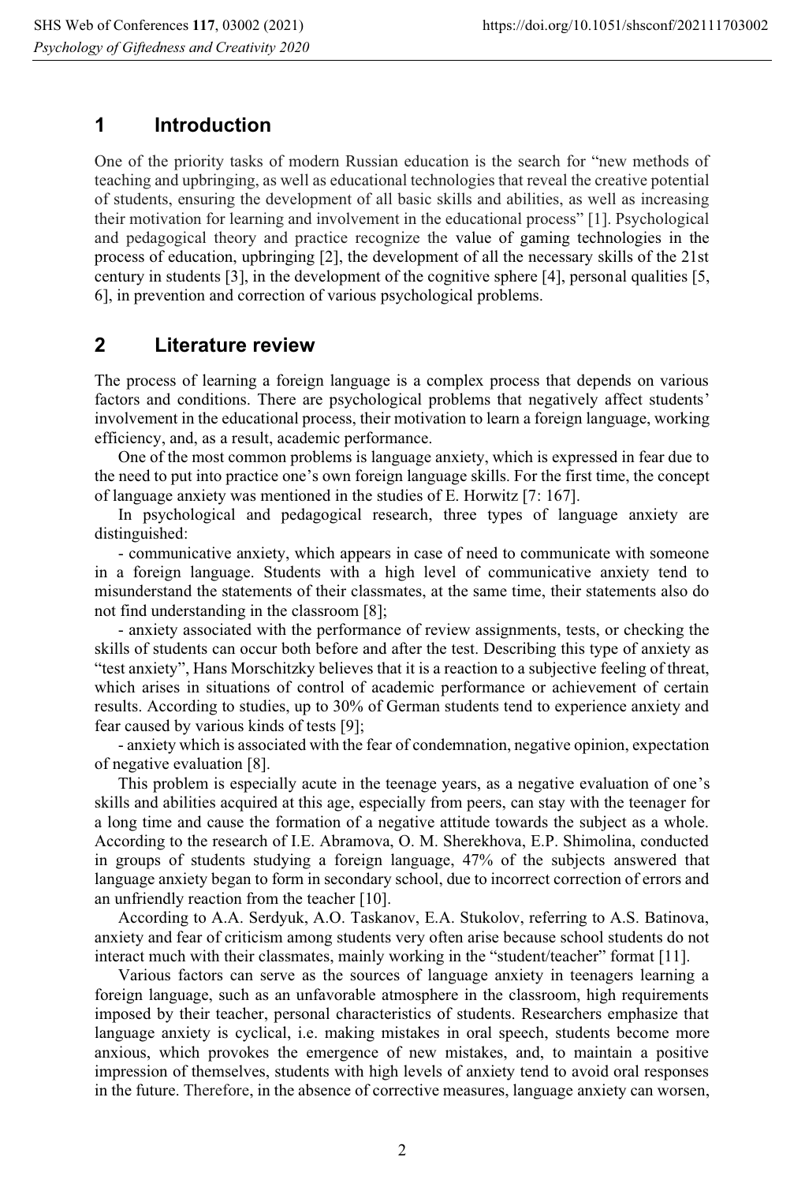# 1 Introduction

One of the priority tasks of modern Russian education is the search for "new methods of teaching and upbringing, as well as educational technologies that reveal the creative potential of students, ensuring the development of all basic skills and abilities, as well as increasing their motivation for learning and involvement in the educational process" [1]. Psychological and pedagogical theory and practice recognize the value of gaming technologies in the process of education, upbringing [2], the development of all the necessary skills of the 21st century in students [3], in the development of the cognitive sphere [4], personal qualities [5, 6], in prevention and correction of various psychological problems.

# 2 Literature review

The process of learning a foreign language is a complex process that depends on various factors and conditions. There are psychological problems that negatively affect students' involvement in the educational process, their motivation to learn a foreign language, working efficiency, and, as a result, academic performance.

One of the most common problems is language anxiety, which is expressed in fear due to the need to put into practice one's own foreign language skills. For the first time, the concept of language anxiety was mentioned in the studies of E. Horwitz [7: 167].

In psychological and pedagogical research, three types of language anxiety are distinguished:

- communicative anxiety, which appears in case of need to communicate with someone in a foreign language. Students with a high level of communicative anxiety tend to misunderstand the statements of their classmates, at the same time, their statements also do not find understanding in the classroom [8];
- anxiety associated with the performance of review assignments, tests, or checking the skills of students can occur both before and after the test. Describing this type of anxiety as "test anxiety", Hans Morschitzky believes that it is a reaction to a subjective feeling of threat, which arises in situations of control of academic performance or achievement of certain results. According to studies, up to 30% of German students tend to experience anxiety and fear caused by various kinds of tests [9];
- anxiety which is associated with the fear of condemnation, negative opinion, expectation of negative evaluation [8].

This problem is especially acute in the teenage years, as a negative evaluation of one's skills and abilities acquired at this age, especially from peers, can stay with the teenager for a long time and cause the formation of a negative attitude towards the subject as a whole. According to the research of I.E. Abramova, O. M. Sherekhova, E.P. Shimolina, conducted in groups of students studying a foreign language, 47% of the subjects answered that language anxiety began to form in secondary school, due to incorrect correction of errors and an unfriendly reaction from the teacher [10].

According to A.A. Serdyuk, A.O. Taskanov, E.A. Stukolov, referring to A.S. Batinova, anxiety and fear of criticism among students very often arise because school students do not interact much with their classmates, mainly working in the "student/teacher" format [11].

Various factors can serve as the sources of language anxiety in teenagers learning a foreign language, such as an unfavorable atmosphere in the classroom, high requirements imposed by their teacher, personal characteristics of students. Researchers emphasize that language anxiety is cyclical, i.e. making mistakes in oral speech, students become more anxious, which provokes the emergence of new mistakes, and, to maintain a positive impression of themselves, students with high levels of anxiety tend to avoid oral responses in the future. Therefore, in the absence of corrective measures, language anxiety can worsen,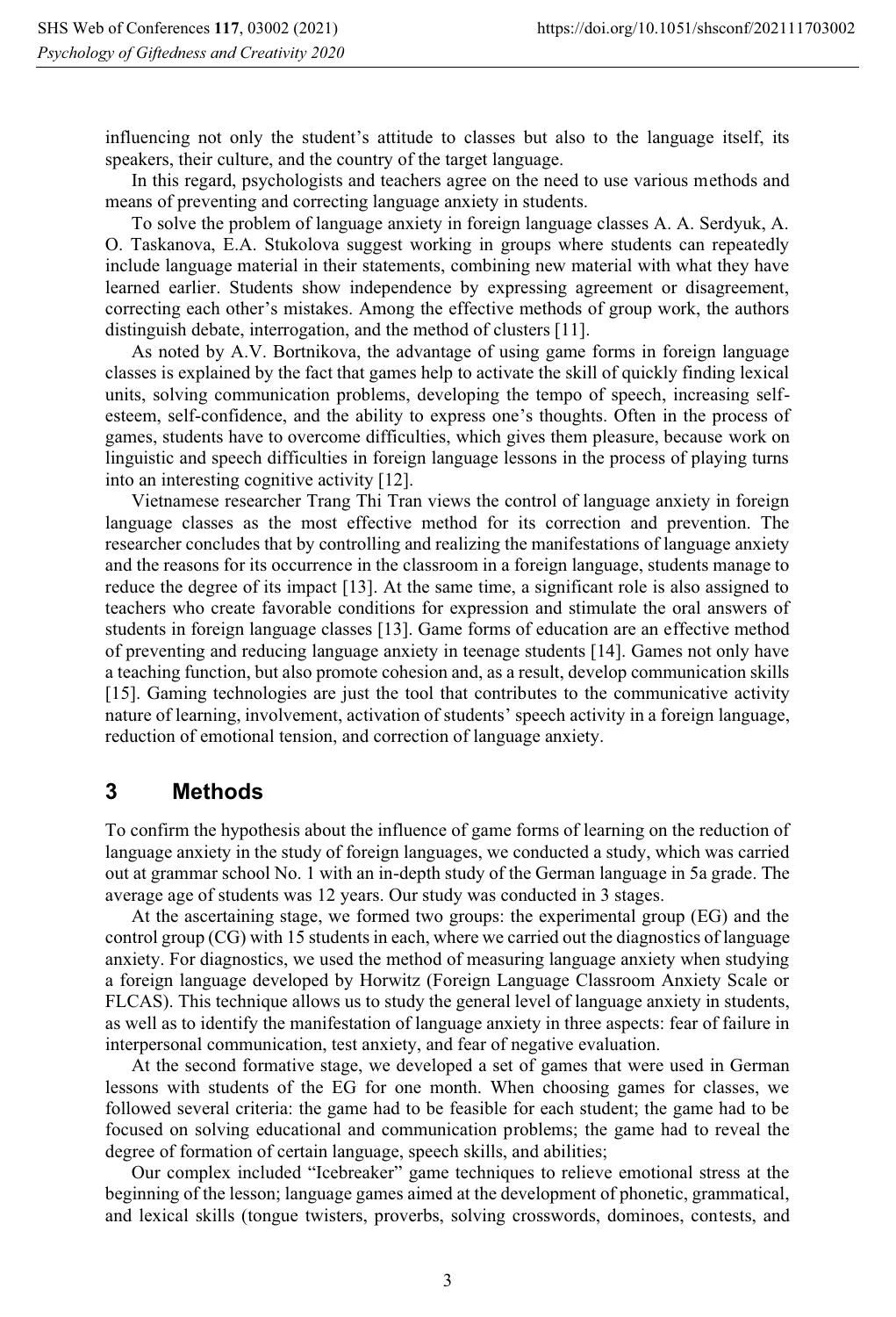influencing not only the student's attitude to classes but also to the language itself, its speakers, their culture, and the country of the target language.

In this regard, psychologists and teachers agree on the need to use various methods and means of preventing and correcting language anxiety in students.

To solve the problem of language anxiety in foreign language classes A. A. Serdyuk, A. O. Taskanova, E.A. Stukolova suggest working in groups where students can repeatedly include language material in their statements, combining new material with what they have learned earlier. Students show independence by expressing agreement or disagreement, correcting each other's mistakes. Among the effective methods of group work, the authors distinguish debate, interrogation, and the method of clusters [11].

As noted by A.V. Bortnikova, the advantage of using game forms in foreign language classes is explained by the fact that games help to activate the skill of quickly finding lexical units, solving communication problems, developing the tempo of speech, increasing self-esteem, self-confidence, and the ability to express one's thoughts. Often in the process of games, students have to overcome difficulties, which gives them pleasure, because work on linguistic and speech difficulties in foreign language lessons in the process of playing turns into an interesting cognitive activity [12].

Vietnamese researcher Trang Thi Tran views the control of language anxiety in foreign language classes as the most effective method for its correction and prevention. The researcher concludes that by controlling and realizing the manifestations of language anxiety and the reasons for its occurrence in the classroom in a foreign language, students manage to reduce the degree of its impact [13]. At the same time, a significant role is also assigned to teachers who create favorable conditions for expression and stimulate the oral answers of students in foreign language classes [13]. Game forms of education are an effective method of preventing and reducing language anxiety in teenage students [14]. Games not only have a teaching function, but also promote cohesion and, as a result, develop communication skills [15]. Gaming technologies are just the tool that contributes to the communicative activity nature of learning, involvement, activation of students' speech activity in a foreign language, reduction of emotional tension, and correction of language anxiety.

## 3 Methods

To confirm the hypothesis about the influence of game forms of learning on the reduction of language anxiety in the study of foreign languages, we conducted a study, which was carried out at grammar school No. 1 with an in-depth study of the German language in 5a grade. The average age of students was 12 years. Our study was conducted in 3 stages.

At the ascertaining stage, we formed two groups: the experimental group (EG) and the control group (CG) with 15 students in each, where we carried out the diagnostics of language anxiety. For diagnostics, we used the method of measuring language anxiety when studying a foreign language developed by Horwitz (Foreign Language Classroom Anxiety Scale or FLCAS). This technique allows us to study the general level of language anxiety in students, as well as to identify the manifestation of language anxiety in three aspects: fear of failure in interpersonal communication, test anxiety, and fear of negative evaluation.

At the second formative stage, we developed a set of games that were used in German lessons with students of the EG for one month. When choosing games for classes, we followed several criteria: the game had to be feasible for each student; the game had to be focused on solving educational and communication problems; the game had to reveal the degree of formation of certain language, speech skills, and abilities;

Our complex included "Icebreaker" game techniques to relieve emotional stress at the beginning of the lesson; language games aimed at the development of phonetic, grammatical, and lexical skills (tongue twisters, proverbs, solving crosswords, dominoes, contests, and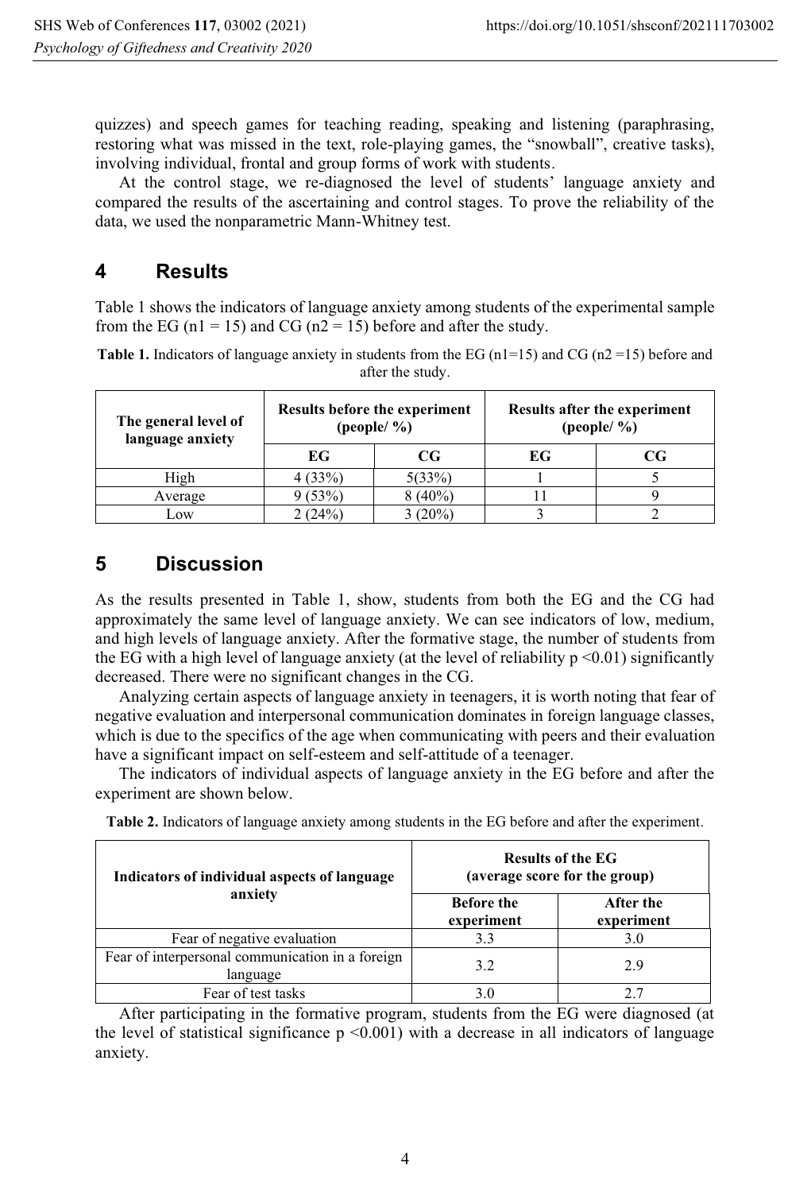quizzes) and speech games for teaching reading, speaking and listening (paraphrasing, restoring what was missed in the text, role-playing games, the "snowball", creative tasks), involving individual, frontal and group forms of work with students.

At the control stage, we re-diagnosed the level of students' language anxiety and compared the results of the ascertaining and control stages. To prove the reliability of the data, we used the nonparametric Mann-Whitney test.

## 4 Results

Table 1 shows the indicators of language anxiety among students of the experimental sample from the EG ($n1 = 15$) and CG ($n2 = 15$) before and after the study.

**Table 1.** Indicators of language anxiety in students from the EG (n1=15) and CG (n2 =15) before and after the study.

| The general level of language anxiety | Results before the experiment (people/ %) | | Results after the experiment (people/ %) | |
|---|---|---|---|---|
| | EG | CG | EG | CG |
| High | 4 (33%) | 5(33%) | 1 | 5 |
| Average | 9 (53%) | 8 (40%) | 11 | 9 |
| Low | 2 (24%) | 3 (20%) | 3 | 2 |

## 5 Discussion

As the results presented in Table 1, show, students from both the EG and the CG had approximately the same level of language anxiety. We can see indicators of low, medium, and high levels of language anxiety. After the formative stage, the number of students from the EG with a high level of language anxiety (at the level of reliability $p < 0.01$) significantly decreased. There were no significant changes in the CG.

Analyzing certain aspects of language anxiety in teenagers, it is worth noting that fear of negative evaluation and interpersonal communication dominates in foreign language classes, which is due to the specifics of the age when communicating with peers and their evaluation have a significant impact on self-esteem and self-attitude of a teenager.

The indicators of individual aspects of language anxiety in the EG before and after the experiment are shown below.

**Table 2.** Indicators of language anxiety among students in the EG before and after the experiment.

| Indicators of individual aspects of language anxiety | Results of the EG (average score for the group) | |
|---|---|---|
| | Before the experiment | After the experiment |
| Fear of negative evaluation | 3.3 | 3.0 |
| Fear of interpersonal communication in a foreign language | 3.2 | 2.9 |
| Fear of test tasks | 3.0 | 2.7 |

After participating in the formative program, students from the EG were diagnosed (at the level of statistical significance $p < 0.001$) with a decrease in all indicators of language anxiety.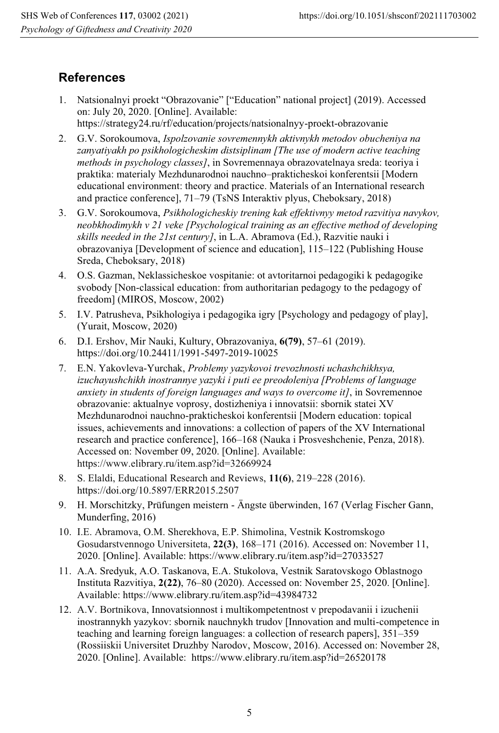## References

1. Natsionalnyi proekt "Obrazovanie" ["Education" national project] (2019). Accessed on: July 20, 2020. [Online]. Available: https://strategy24.ru/rf/education/projects/natsionalnyy-proekt-obrazovanie
2. G.V. Sorokoumova, *Ispolzovanie sovremennykh aktivnykh metodov obucheniya na zanyatiyakh po psikhologicheskim distsiplinam [The use of modern active teaching methods in psychology classes]*, in Sovremennaya obrazovatelnaya sreda: teoriya i praktika: materialy Mezhdunarodnoi nauchno–prakticheskoi konferentsii [Modern educational environment: theory and practice. Materials of an International research and practice conference], 71–79 (TsNS Interaktiv plyus, Cheboksary, 2018)
3. G.V. Sorokoumova, *Psikhologicheskiy trening kak effektivnyy metod razvitiya navykov, neobkhodimykh v 21 veke [Psychological training as an effective method of developing skills needed in the 21st century]*, in L.A. Abramova (Ed.), Razvitie nauki i obrazovaniya [Development of science and education], 115–122 (Publishing House Sreda, Cheboksary, 2018)
4. O.S. Gazman, Neklassicheskoe vospitanie: ot avtoritarnoi pedagogiki k pedagogike svobody [Non-classical education: from authoritarian pedagogy to the pedagogy of freedom] (MIROS, Moscow, 2002)
5. I.V. Patrusheva, Psikhologiya i pedagogika igry [Psychology and pedagogy of play], (Yurait, Moscow, 2020)
6. D.I. Ershov, Mir Nauki, Kultury, Obrazovaniya, **6(79)**, 57–61 (2019). https://doi.org/10.24411/1991-5497-2019-10025
7. E.N. Yakovleva-Yurchak, *Problemy yazykovoi trevozhnosti uchashchikhsya, izuchayushchikh inostrannye yazyki i puti ee preodoleniya [Problems of language anxiety in students of foreign languages and ways to overcome it]*, in Sovremennoe obrazovanie: aktualnye voprosy, dostizheniya i innovatsii: sbornik statei XV Mezhdunarodnoi nauchno-prakticheskoi konferentsii [Modern education: topical issues, achievements and innovations: a collection of papers of the XV International research and practice conference], 166–168 (Nauka i Prosveshchenie, Penza, 2018). Accessed on: November 09, 2020. [Online]. Available: https://www.elibrary.ru/item.asp?id=32669924
8. S. Elaldi, Educational Research and Reviews, **11(6)**, 219–228 (2016). https://doi.org/10.5897/ERR2015.2507
9. H. Morschitzky, Prüfungen meistern - Ängste überwinden, 167 (Verlag Fischer Gann, Munderfing, 2016)
10. I.E. Abramova, O.M. Sherekhova, E.P. Shimolina, Vestnik Kostromskogo Gosudarstvennogo Universiteta, **22(3)**, 168–171 (2016). Accessed on: November 11, 2020. [Online]. Available: https://www.elibrary.ru/item.asp?id=27033527
11. A.A. Sredyuk, A.O. Taskanova, E.A. Stukolova, Vestnik Saratovskogo Oblastnogo Instituta Razvitiya, **2(22)**, 76–80 (2020). Accessed on: November 25, 2020. [Online]. Available: https://www.elibrary.ru/item.asp?id=43984732
12. A.V. Bortnikova, Innovatsionnost i multikompetentnost v prepodavanii i izuchenii inostrannykh yazykov: sbornik nauchnykh trudov [Innovation and multi-competence in teaching and learning foreign languages: a collection of research papers], 351–359 (Rossiiskii Universitet Druzhby Narodov, Moscow, 2016). Accessed on: November 28, 2020. [Online]. Available: https://www.elibrary.ru/item.asp?id=26520178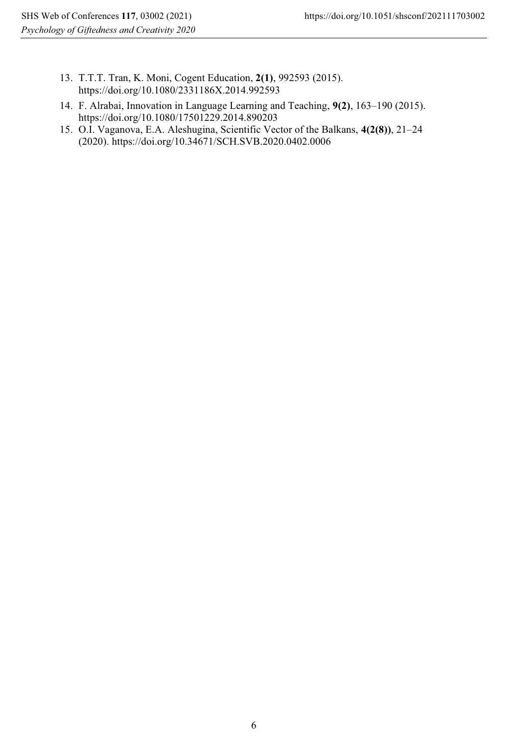13. T.T.T. Tran, K. Moni, Cogent Education, **2(1)**, 992593 (2015). https://doi.org/10.1080/2331186X.2014.992593
14. F. Alrabai, Innovation in Language Learning and Teaching, **9(2)**, 163–190 (2015). https://doi.org/10.1080/17501229.2014.890203
15. O.I. Vaganova, E.A. Aleshugina, Scientific Vector of the Balkans, **4(2(8))**, 21–24 (2020). https://doi.org/10.34671/SCH.SVB.2020.0402.0006